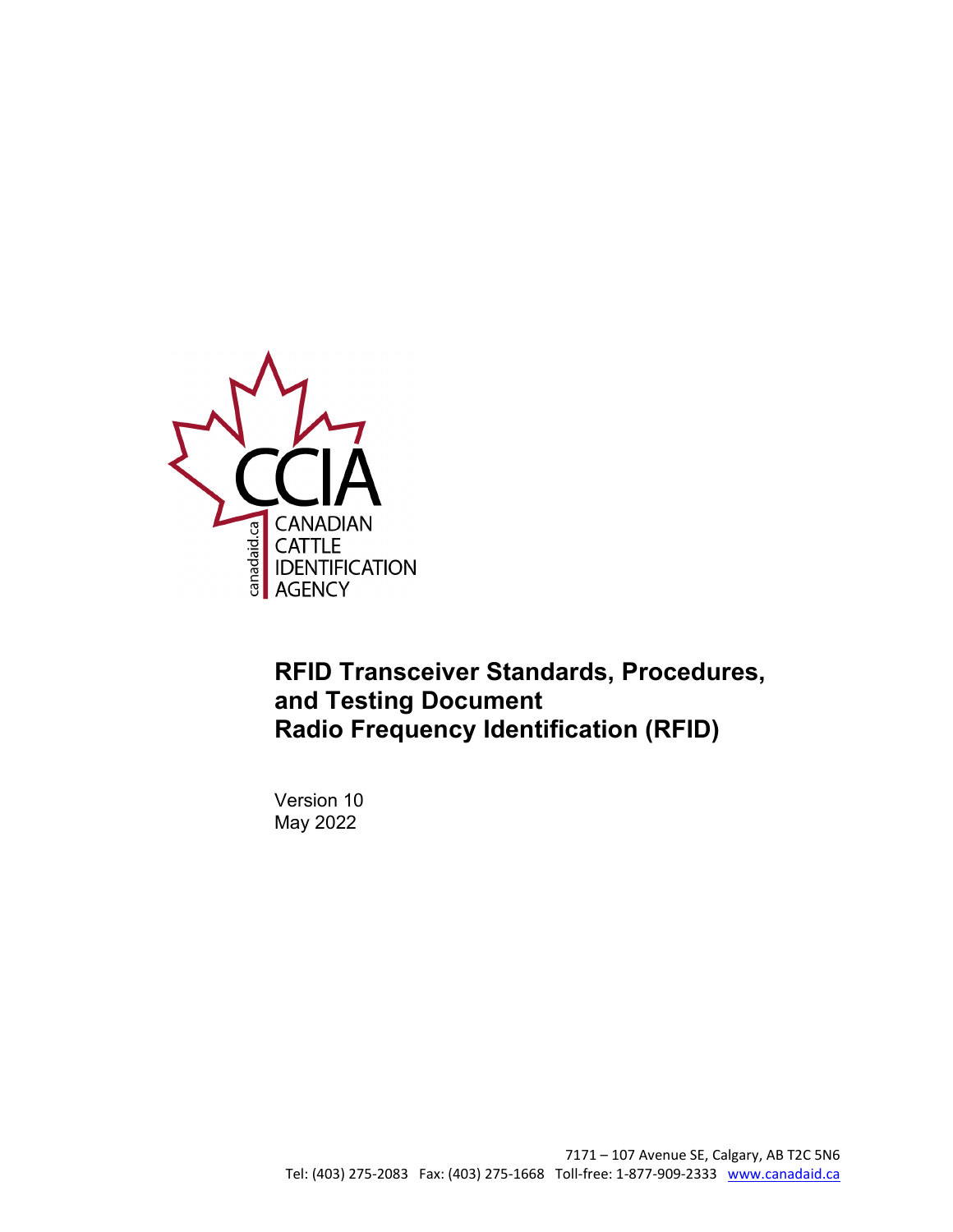CCIA

canadaid.ca

CANADIAN
CATTLE
IDENTIFICATION
AGENCY

# RFID Transceiver Standards, Procedures, and Testing Document Radio Frequency Identification (RFID)

Version 10
May 2022

7171 – 107 Avenue SE, Calgary, AB T2C 5N6
Tel: (403) 275-2083 Fax: (403) 275-1668 Toll-free: 1-877-909-2333 www.canadaid.ca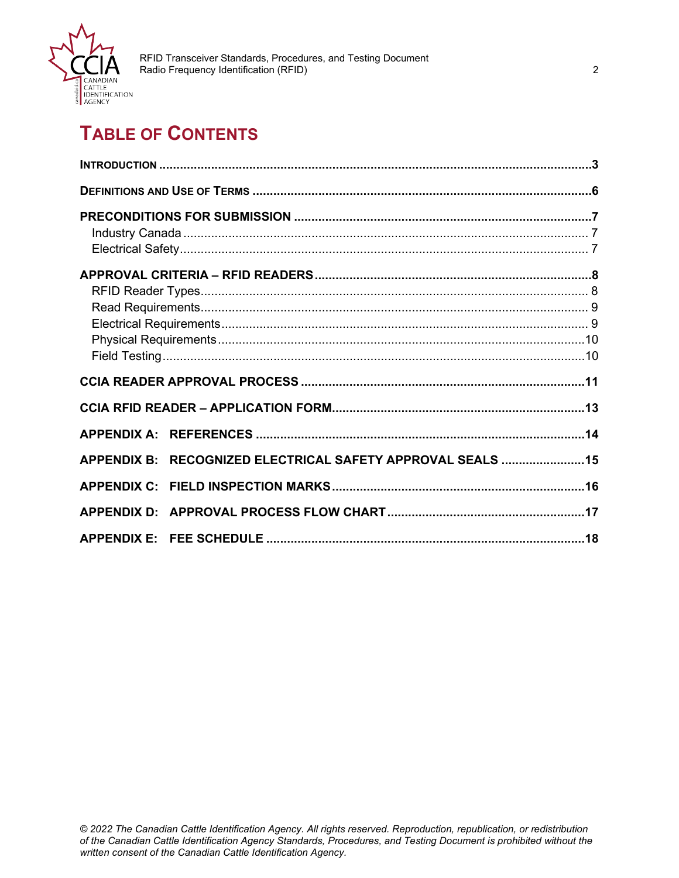# TABLE OF CONTENTS

**INTRODUCTION** ............................................................ **3**

**DEFINITIONS AND USE OF TERMS** ............................................................ **6**

**PRECONDITIONS FOR SUBMISSION** ............................................................ **7**
- Industry Canada ............................................................ 7
- Electrical Safety ............................................................ 7

**APPROVAL CRITERIA – RFID READERS** ............................................................ **8**
- RFID Reader Types ............................................................ 8
- Read Requirements ............................................................ 9
- Electrical Requirements ............................................................ 9
- Physical Requirements ............................................................ 10
- Field Testing ............................................................ 10

**CCIA READER APPROVAL PROCESS** ............................................................ **11**

**CCIA RFID READER – APPLICATION FORM** ............................................................ **13**

**APPENDIX A: REFERENCES** ............................................................ **14**

**APPENDIX B: RECOGNIZED ELECTRICAL SAFETY APPROVAL SEALS** ............................................................ **15**

**APPENDIX C: FIELD INSPECTION MARKS** ............................................................ **16**

**APPENDIX D: APPROVAL PROCESS FLOW CHART** ............................................................ **17**

**APPENDIX E: FEE SCHEDULE** ............................................................ **18**

*© 2022 The Canadian Cattle Identification Agency. All rights reserved. Reproduction, republication, or redistribution of the Canadian Cattle Identification Agency Standards, Procedures, and Testing Document is prohibited without the written consent of the Canadian Cattle Identification Agency.*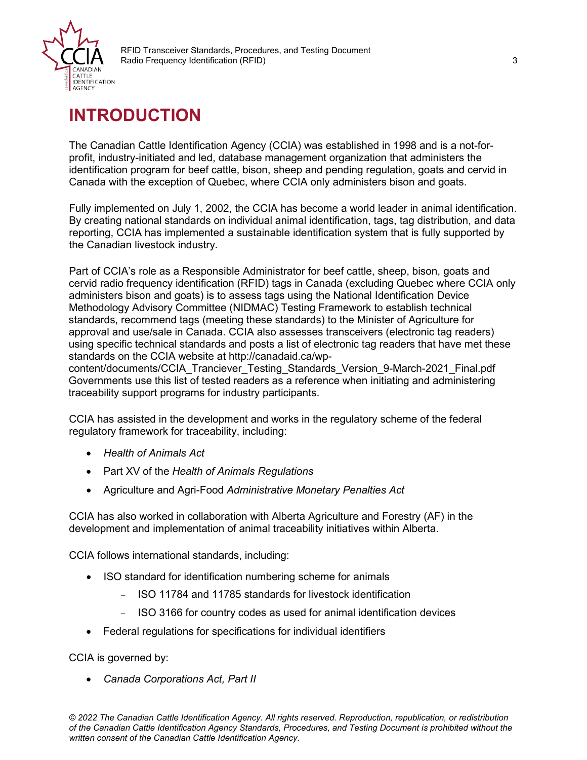# INTRODUCTION

The Canadian Cattle Identification Agency (CCIA) was established in 1998 and is a not-for-profit, industry-initiated and led, database management organization that administers the identification program for beef cattle, bison, sheep and pending regulation, goats and cervid in Canada with the exception of Quebec, where CCIA only administers bison and goats.

Fully implemented on July 1, 2002, the CCIA has become a world leader in animal identification. By creating national standards on individual animal identification, tags, tag distribution, and data reporting, CCIA has implemented a sustainable identification system that is fully supported by the Canadian livestock industry.

Part of CCIA's role as a Responsible Administrator for beef cattle, sheep, bison, goats and cervid radio frequency identification (RFID) tags in Canada (excluding Quebec where CCIA only administers bison and goats) is to assess tags using the National Identification Device Methodology Advisory Committee (NIDMAC) Testing Framework to establish technical standards, recommend tags (meeting these standards) to the Minister of Agriculture for approval and use/sale in Canada. CCIA also assesses transceivers (electronic tag readers) using specific technical standards and posts a list of electronic tag readers that have met these standards on the CCIA website at http://canadaid.ca/wp-content/documents/CCIA_Tranciever_Testing_Standards_Version_9-March-2021_Final.pdf Governments use this list of tested readers as a reference when initiating and administering traceability support programs for industry participants.

CCIA has assisted in the development and works in the regulatory scheme of the federal regulatory framework for traceability, including:

- *Health of Animals Act*
- Part XV of the *Health of Animals Regulations*
- Agriculture and Agri-Food *Administrative Monetary Penalties Act*

CCIA has also worked in collaboration with Alberta Agriculture and Forestry (AF) in the development and implementation of animal traceability initiatives within Alberta.

CCIA follows international standards, including:

- ISO standard for identification numbering scheme for animals
  - ISO 11784 and 11785 standards for livestock identification
  - ISO 3166 for country codes as used for animal identification devices
- Federal regulations for specifications for individual identifiers

CCIA is governed by:

- *Canada Corporations Act, Part II*

*© 2022 The Canadian Cattle Identification Agency. All rights reserved. Reproduction, republication, or redistribution of the Canadian Cattle Identification Agency Standards, Procedures, and Testing Document is prohibited without the written consent of the Canadian Cattle Identification Agency.*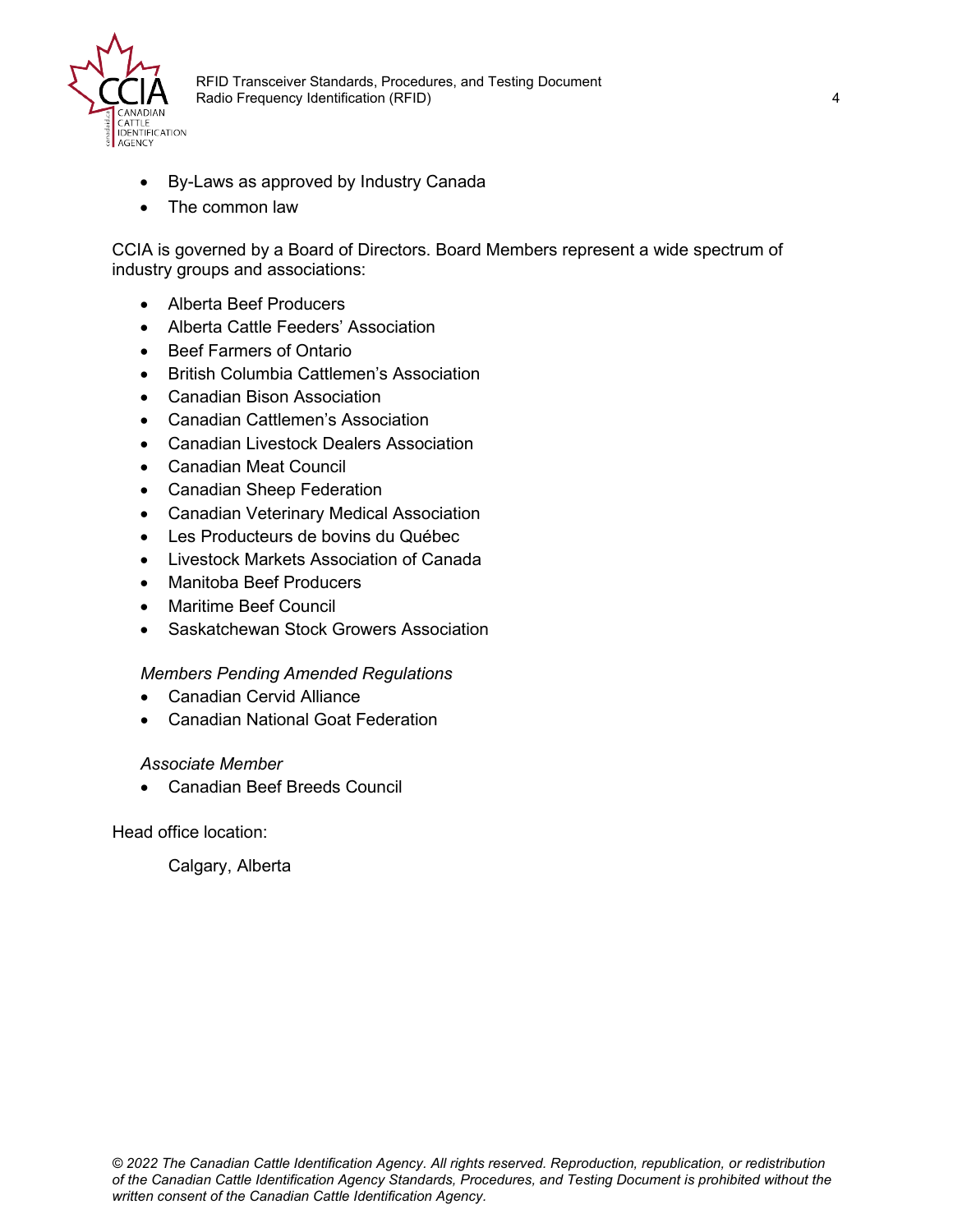- By-Laws as approved by Industry Canada
- The common law

CCIA is governed by a Board of Directors. Board Members represent a wide spectrum of industry groups and associations:

- Alberta Beef Producers
- Alberta Cattle Feeders' Association
- Beef Farmers of Ontario
- British Columbia Cattlemen's Association
- Canadian Bison Association
- Canadian Cattlemen's Association
- Canadian Livestock Dealers Association
- Canadian Meat Council
- Canadian Sheep Federation
- Canadian Veterinary Medical Association
- Les Producteurs de bovins du Québec
- Livestock Markets Association of Canada
- Manitoba Beef Producers
- Maritime Beef Council
- Saskatchewan Stock Growers Association

*Members Pending Amended Regulations*

- Canadian Cervid Alliance
- Canadian National Goat Federation

*Associate Member*

- Canadian Beef Breeds Council

Head office location:

Calgary, Alberta

*© 2022 The Canadian Cattle Identification Agency. All rights reserved. Reproduction, republication, or redistribution of the Canadian Cattle Identification Agency Standards, Procedures, and Testing Document is prohibited without the written consent of the Canadian Cattle Identification Agency.*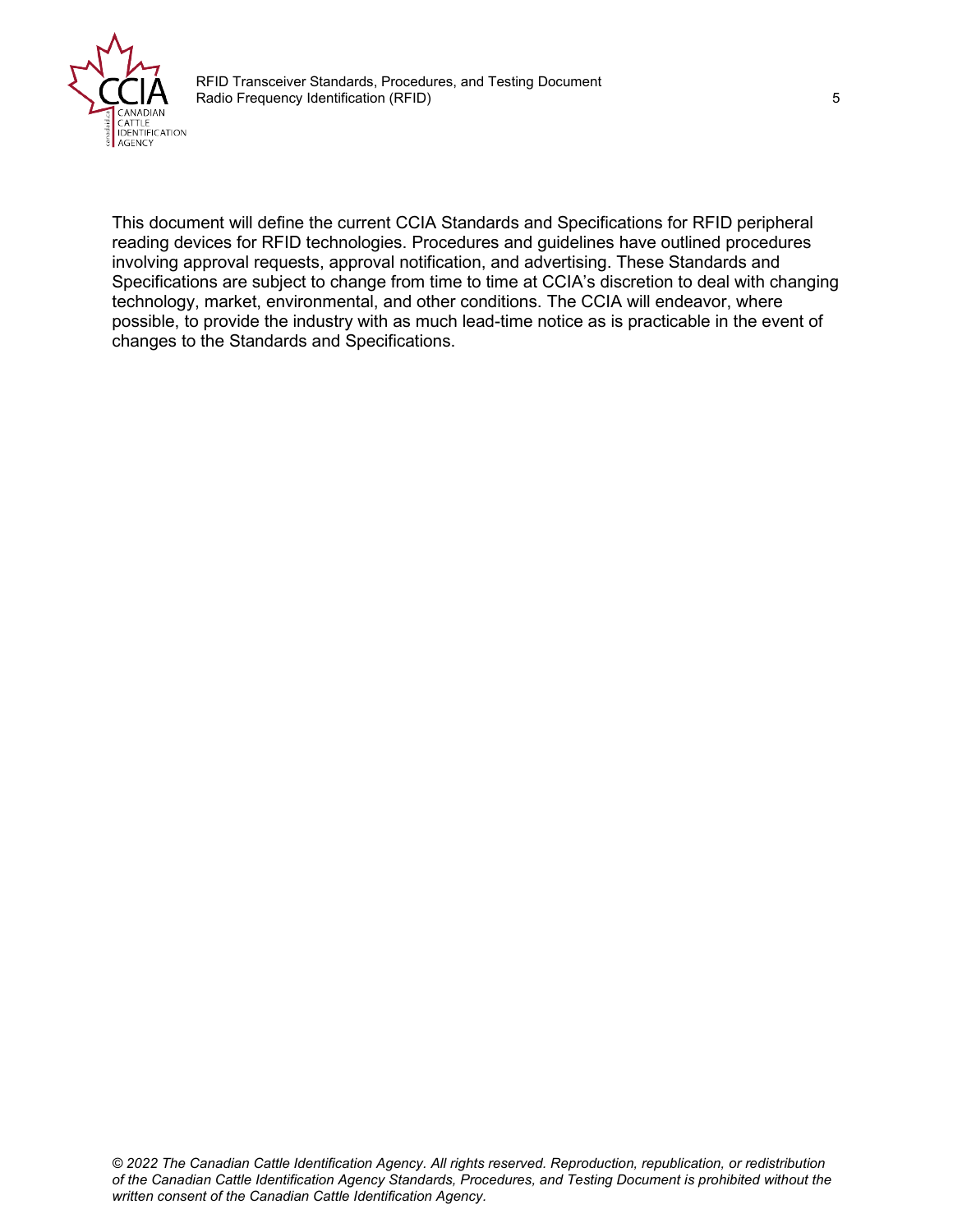This document will define the current CCIA Standards and Specifications for RFID peripheral reading devices for RFID technologies. Procedures and guidelines have outlined procedures involving approval requests, approval notification, and advertising. These Standards and Specifications are subject to change from time to time at CCIA's discretion to deal with changing technology, market, environmental, and other conditions. The CCIA will endeavor, where possible, to provide the industry with as much lead-time notice as is practicable in the event of changes to the Standards and Specifications.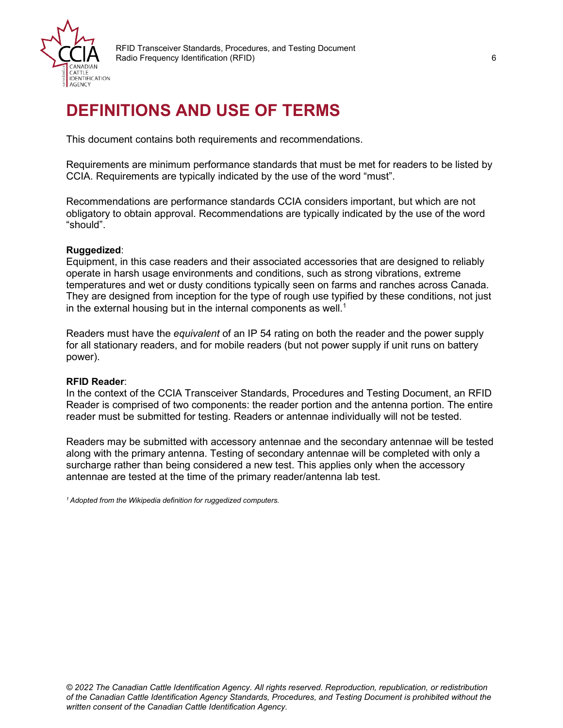# DEFINITIONS AND USE OF TERMS

This document contains both requirements and recommendations.

Requirements are minimum performance standards that must be met for readers to be listed by CCIA. Requirements are typically indicated by the use of the word "must".

Recommendations are performance standards CCIA considers important, but which are not obligatory to obtain approval. Recommendations are typically indicated by the use of the word "should".

**Ruggedized**:
Equipment, in this case readers and their associated accessories that are designed to reliably operate in harsh usage environments and conditions, such as strong vibrations, extreme temperatures and wet or dusty conditions typically seen on farms and ranches across Canada. They are designed from inception for the type of rough use typified by these conditions, not just in the external housing but in the internal components as well.[1]

Readers must have the *equivalent* of an IP 54 rating on both the reader and the power supply for all stationary readers, and for mobile readers (but not power supply if unit runs on battery power).

**RFID Reader**:
In the context of the CCIA Transceiver Standards, Procedures and Testing Document, an RFID Reader is comprised of two components: the reader portion and the antenna portion. The entire reader must be submitted for testing. Readers or antennae individually will not be tested.

Readers may be submitted with accessory antennae and the secondary antennae will be tested along with the primary antenna. Testing of secondary antennae will be completed with only a surcharge rather than being considered a new test. This applies only when the accessory antennae are tested at the time of the primary reader/antenna lab test.

*[1] Adopted from the Wikipedia definition for ruggedized computers.*

*© 2022 The Canadian Cattle Identification Agency. All rights reserved. Reproduction, republication, or redistribution of the Canadian Cattle Identification Agency Standards, Procedures, and Testing Document is prohibited without the written consent of the Canadian Cattle Identification Agency.*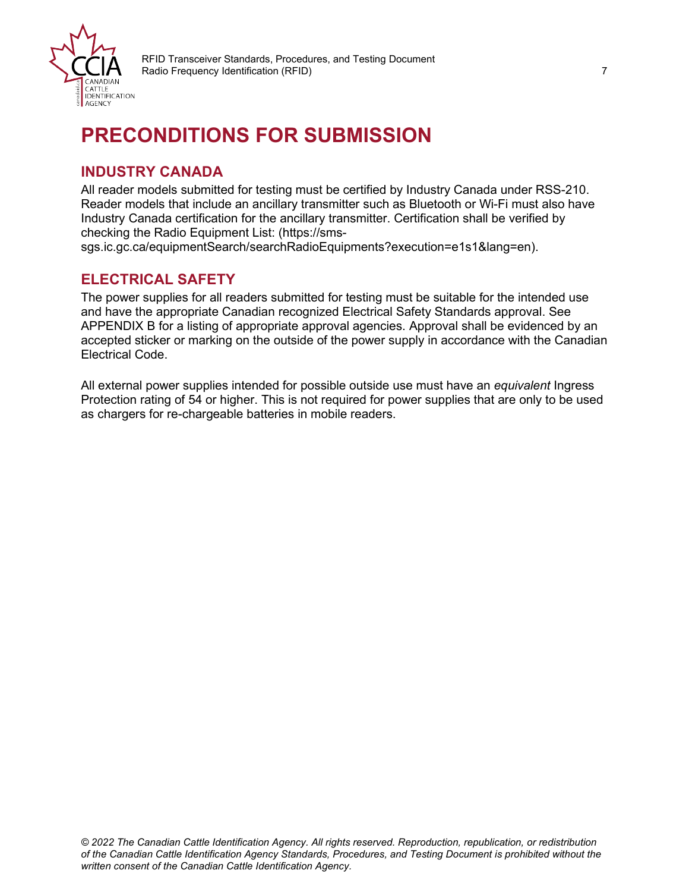# PRECONDITIONS FOR SUBMISSION

## INDUSTRY CANADA

All reader models submitted for testing must be certified by Industry Canada under RSS-210. Reader models that include an ancillary transmitter such as Bluetooth or Wi-Fi must also have Industry Canada certification for the ancillary transmitter. Certification shall be verified by checking the Radio Equipment List: (https://sms-sgs.ic.gc.ca/equipmentSearch/searchRadioEquipments?execution=e1s1&lang=en).

## ELECTRICAL SAFETY

The power supplies for all readers submitted for testing must be suitable for the intended use and have the appropriate Canadian recognized Electrical Safety Standards approval. See APPENDIX B for a listing of appropriate approval agencies. Approval shall be evidenced by an accepted sticker or marking on the outside of the power supply in accordance with the Canadian Electrical Code.

All external power supplies intended for possible outside use must have an *equivalent* Ingress Protection rating of 54 or higher. This is not required for power supplies that are only to be used as chargers for re-chargeable batteries in mobile readers.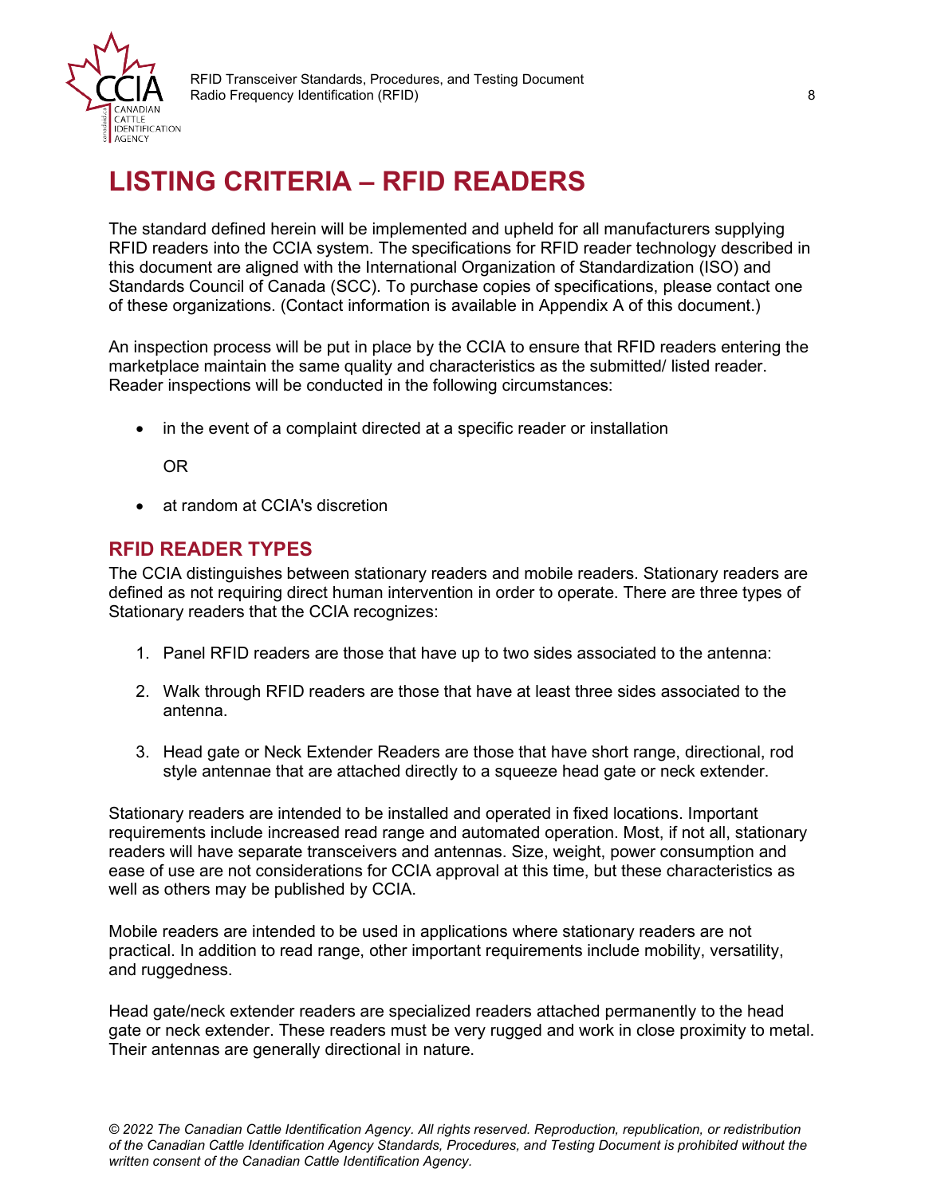# LISTING CRITERIA – RFID READERS

The standard defined herein will be implemented and upheld for all manufacturers supplying RFID readers into the CCIA system. The specifications for RFID reader technology described in this document are aligned with the International Organization of Standardization (ISO) and Standards Council of Canada (SCC). To purchase copies of specifications, please contact one of these organizations. (Contact information is available in Appendix A of this document.)

An inspection process will be put in place by the CCIA to ensure that RFID readers entering the marketplace maintain the same quality and characteristics as the submitted/ listed reader. Reader inspections will be conducted in the following circumstances:

- in the event of a complaint directed at a specific reader or installation

  OR

- at random at CCIA's discretion

## RFID READER TYPES

The CCIA distinguishes between stationary readers and mobile readers. Stationary readers are defined as not requiring direct human intervention in order to operate. There are three types of Stationary readers that the CCIA recognizes:

1. Panel RFID readers are those that have up to two sides associated to the antenna:
2. Walk through RFID readers are those that have at least three sides associated to the antenna.
3. Head gate or Neck Extender Readers are those that have short range, directional, rod style antennae that are attached directly to a squeeze head gate or neck extender.

Stationary readers are intended to be installed and operated in fixed locations. Important requirements include increased read range and automated operation. Most, if not all, stationary readers will have separate transceivers and antennas. Size, weight, power consumption and ease of use are not considerations for CCIA approval at this time, but these characteristics as well as others may be published by CCIA.

Mobile readers are intended to be used in applications where stationary readers are not practical. In addition to read range, other important requirements include mobility, versatility, and ruggedness.

Head gate/neck extender readers are specialized readers attached permanently to the head gate or neck extender. These readers must be very rugged and work in close proximity to metal. Their antennas are generally directional in nature.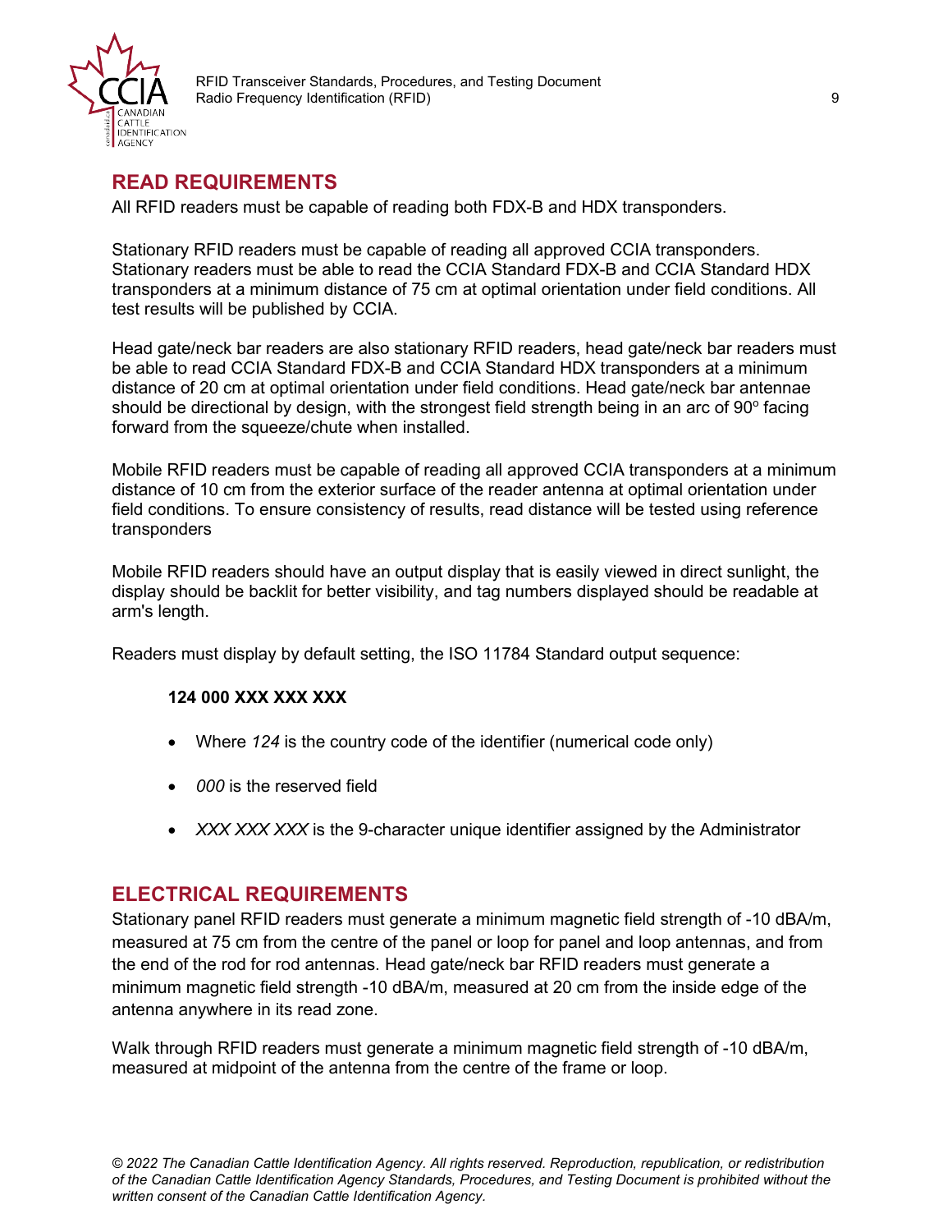## READ REQUIREMENTS

All RFID readers must be capable of reading both FDX-B and HDX transponders.

Stationary RFID readers must be capable of reading all approved CCIA transponders. Stationary readers must be able to read the CCIA Standard FDX-B and CCIA Standard HDX transponders at a minimum distance of 75 cm at optimal orientation under field conditions. All test results will be published by CCIA.

Head gate/neck bar readers are also stationary RFID readers, head gate/neck bar readers must be able to read CCIA Standard FDX-B and CCIA Standard HDX transponders at a minimum distance of 20 cm at optimal orientation under field conditions. Head gate/neck bar antennae should be directional by design, with the strongest field strength being in an arc of 90º facing forward from the squeeze/chute when installed.

Mobile RFID readers must be capable of reading all approved CCIA transponders at a minimum distance of 10 cm from the exterior surface of the reader antenna at optimal orientation under field conditions. To ensure consistency of results, read distance will be tested using reference transponders

Mobile RFID readers should have an output display that is easily viewed in direct sunlight, the display should be backlit for better visibility, and tag numbers displayed should be readable at arm's length.

Readers must display by default setting, the ISO 11784 Standard output sequence:

**124 000 XXX XXX XXX**

- Where *124* is the country code of the identifier (numerical code only)
- *000* is the reserved field
- *XXX XXX XXX* is the 9-character unique identifier assigned by the Administrator

## ELECTRICAL REQUIREMENTS

Stationary panel RFID readers must generate a minimum magnetic field strength of -10 dBA/m, measured at 75 cm from the centre of the panel or loop for panel and loop antennas, and from the end of the rod for rod antennas. Head gate/neck bar RFID readers must generate a minimum magnetic field strength -10 dBA/m, measured at 20 cm from the inside edge of the antenna anywhere in its read zone.

Walk through RFID readers must generate a minimum magnetic field strength of -10 dBA/m, measured at midpoint of the antenna from the centre of the frame or loop.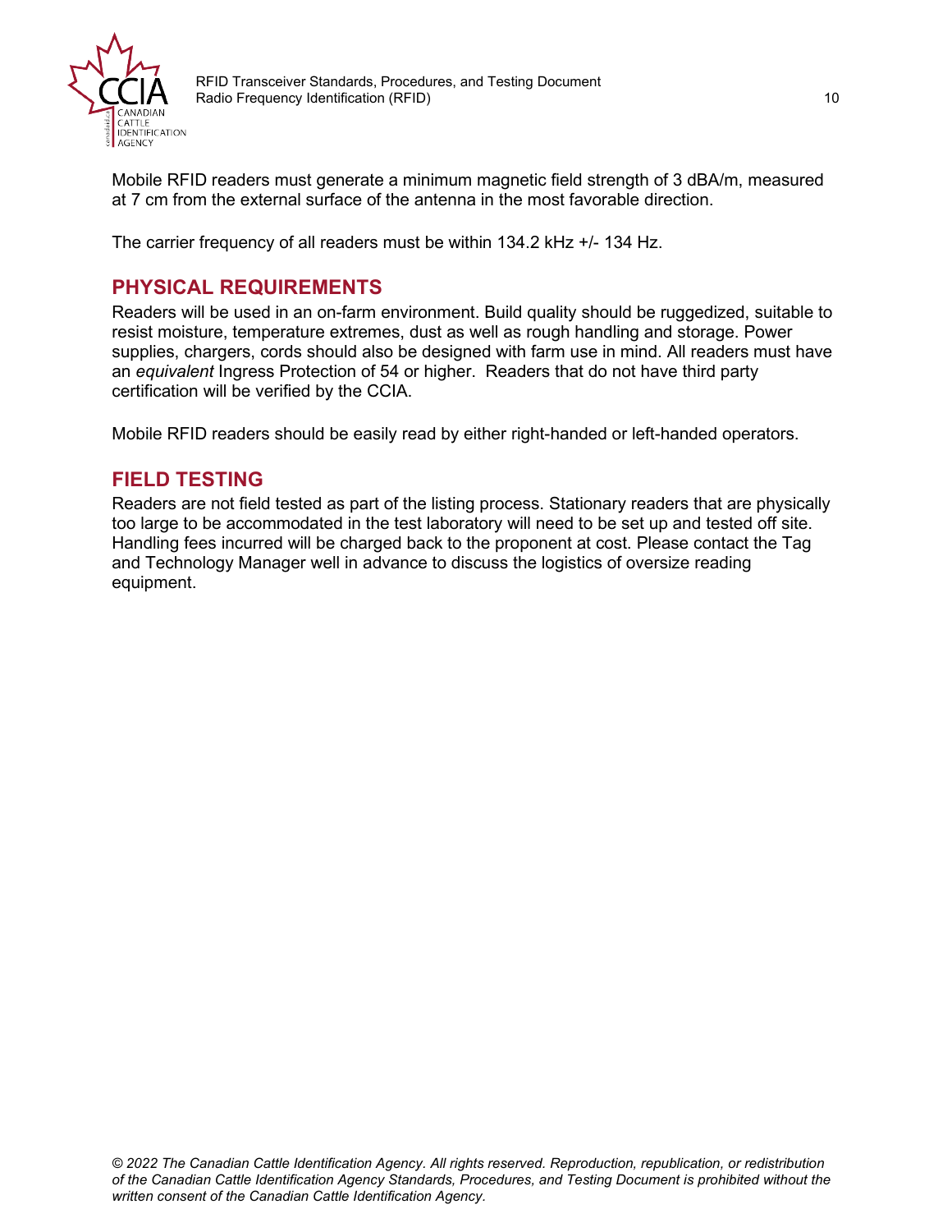Mobile RFID readers must generate a minimum magnetic field strength of 3 dBA/m, measured at 7 cm from the external surface of the antenna in the most favorable direction.

The carrier frequency of all readers must be within 134.2 kHz +/- 134 Hz.

## PHYSICAL REQUIREMENTS

Readers will be used in an on-farm environment. Build quality should be ruggedized, suitable to resist moisture, temperature extremes, dust as well as rough handling and storage. Power supplies, chargers, cords should also be designed with farm use in mind. All readers must have an *equivalent* Ingress Protection of 54 or higher. Readers that do not have third party certification will be verified by the CCIA.

Mobile RFID readers should be easily read by either right-handed or left-handed operators.

## FIELD TESTING

Readers are not field tested as part of the listing process. Stationary readers that are physically too large to be accommodated in the test laboratory will need to be set up and tested off site. Handling fees incurred will be charged back to the proponent at cost. Please contact the Tag and Technology Manager well in advance to discuss the logistics of oversize reading equipment.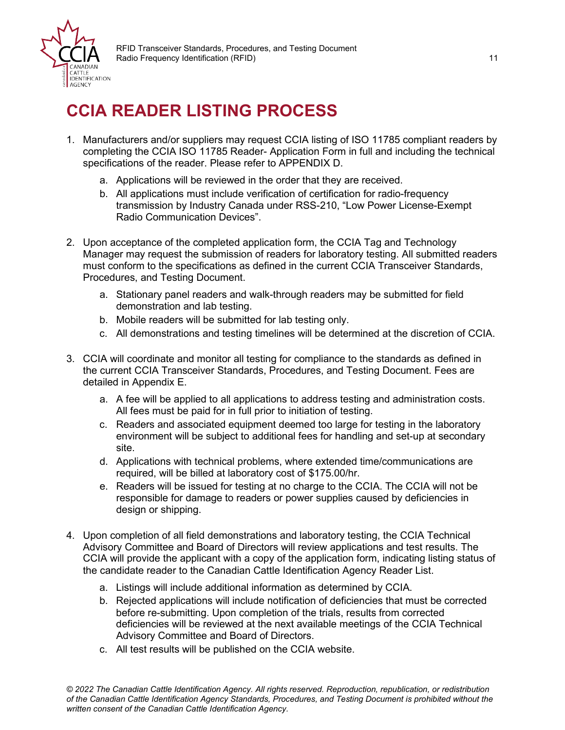# CCIA READER LISTING PROCESS

1. Manufacturers and/or suppliers may request CCIA listing of ISO 11785 compliant readers by completing the CCIA ISO 11785 Reader- Application Form in full and including the technical specifications of the reader. Please refer to APPENDIX D.
    a. Applications will be reviewed in the order that they are received.
    b. All applications must include verification of certification for radio-frequency transmission by Industry Canada under RSS-210, "Low Power License-Exempt Radio Communication Devices".

2. Upon acceptance of the completed application form, the CCIA Tag and Technology Manager may request the submission of readers for laboratory testing. All submitted readers must conform to the specifications as defined in the current CCIA Transceiver Standards, Procedures, and Testing Document.
    a. Stationary panel readers and walk-through readers may be submitted for field demonstration and lab testing.
    b. Mobile readers will be submitted for lab testing only.
    c. All demonstrations and testing timelines will be determined at the discretion of CCIA.

3. CCIA will coordinate and monitor all testing for compliance to the standards as defined in the current CCIA Transceiver Standards, Procedures, and Testing Document. Fees are detailed in Appendix E.
    a. A fee will be applied to all applications to address testing and administration costs. All fees must be paid for in full prior to initiation of testing.
    c. Readers and associated equipment deemed too large for testing in the laboratory environment will be subject to additional fees for handling and set-up at secondary site.
    d. Applications with technical problems, where extended time/communications are required, will be billed at laboratory cost of $175.00/hr.
    e. Readers will be issued for testing at no charge to the CCIA. The CCIA will not be responsible for damage to readers or power supplies caused by deficiencies in design or shipping.

4. Upon completion of all field demonstrations and laboratory testing, the CCIA Technical Advisory Committee and Board of Directors will review applications and test results. The CCIA will provide the applicant with a copy of the application form, indicating listing status of the candidate reader to the Canadian Cattle Identification Agency Reader List.
    a. Listings will include additional information as determined by CCIA.
    b. Rejected applications will include notification of deficiencies that must be corrected before re-submitting. Upon completion of the trials, results from corrected deficiencies will be reviewed at the next available meetings of the CCIA Technical Advisory Committee and Board of Directors.
    c. All test results will be published on the CCIA website.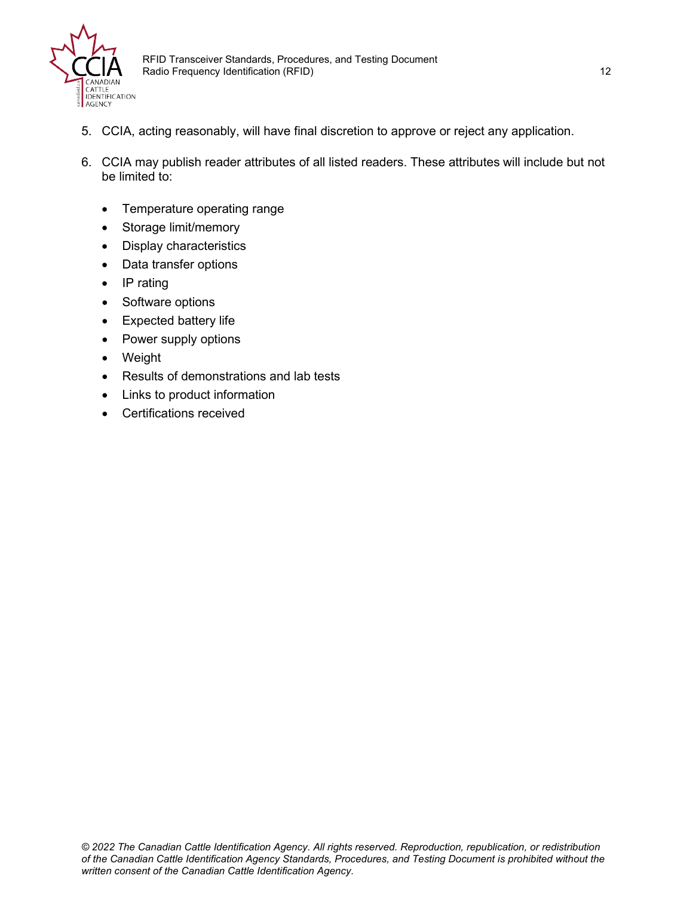5. CCIA, acting reasonably, will have final discretion to approve or reject any application.

6. CCIA may publish reader attributes of all listed readers. These attributes will include but not be limited to:

    - Temperature operating range
    - Storage limit/memory
    - Display characteristics
    - Data transfer options
    - IP rating
    - Software options
    - Expected battery life
    - Power supply options
    - Weight
    - Results of demonstrations and lab tests
    - Links to product information
    - Certifications received

*© 2022 The Canadian Cattle Identification Agency. All rights reserved. Reproduction, republication, or redistribution of the Canadian Cattle Identification Agency Standards, Procedures, and Testing Document is prohibited without the written consent of the Canadian Cattle Identification Agency.*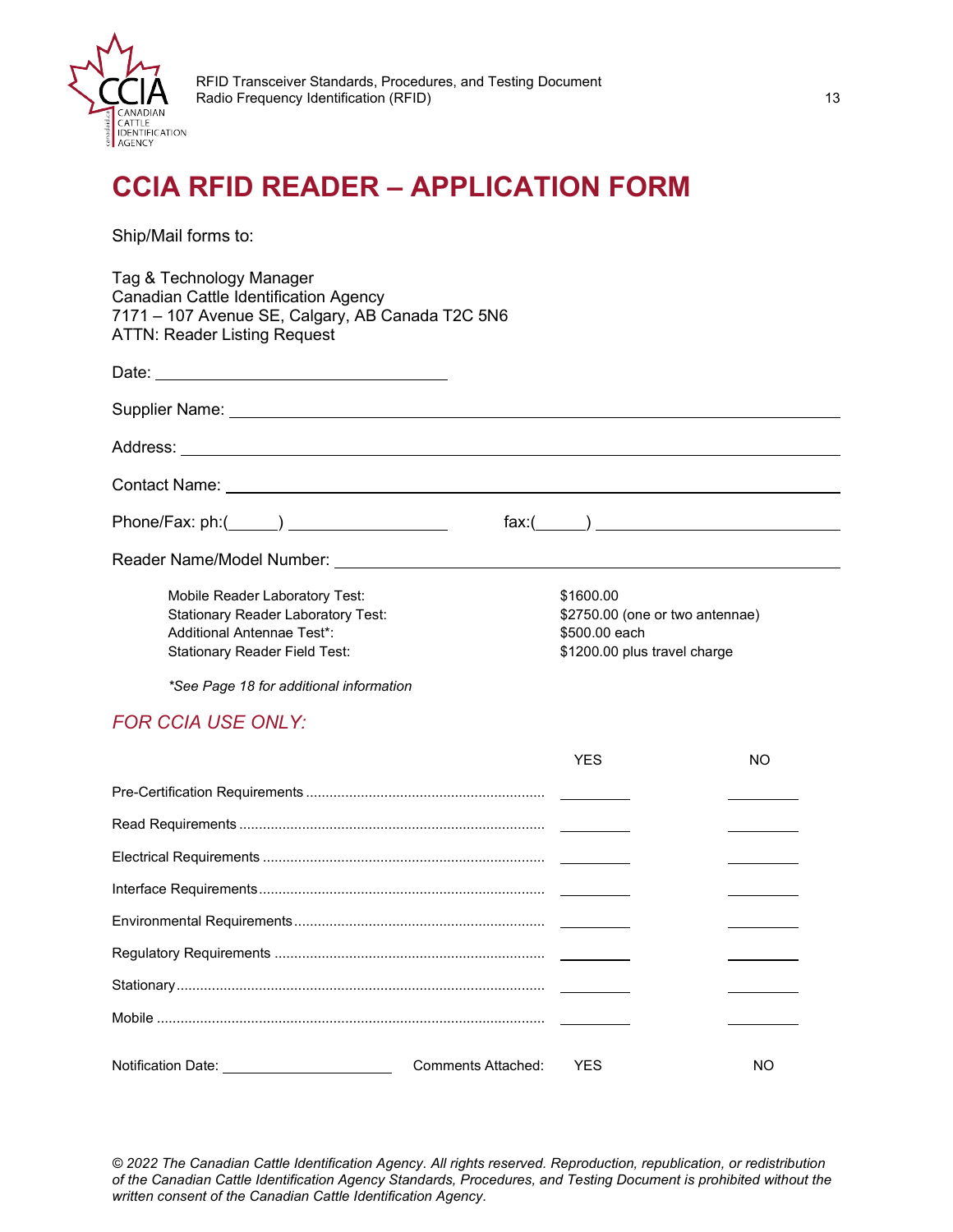# CCIA RFID READER – APPLICATION FORM

Ship/Mail forms to:

Tag & Technology Manager
Canadian Cattle Identification Agency
7171 – 107 Avenue SE, Calgary, AB Canada T2C 5N6
ATTN: Reader Listing Request

Date: ______________________________

Supplier Name: ______________________________

Address: ______________________________

Contact Name: ______________________________

Phone/Fax: ph:(_____) ________________ fax:(_____) ________________

Reader Name/Model Number: ______________________________

| | |
|---|---|
| Mobile Reader Laboratory Test: | $1600.00 |
| Stationary Reader Laboratory Test: | $2750.00 (one or two antennae) |
| Additional Antennae Test*: | $500.00 each |
| Stationary Reader Field Test: | $1200.00 plus travel charge |

*\*See Page 18 for additional information*

## *FOR CCIA USE ONLY:*

| | YES | NO |
|---|---|---|
| Pre-Certification Requirements | ________ | ________ |
| Read Requirements | ________ | ________ |
| Electrical Requirements | ________ | ________ |
| Interface Requirements | ________ | ________ |
| Environmental Requirements | ________ | ________ |
| Regulatory Requirements | ________ | ________ |
| Stationary | ________ | ________ |
| Mobile | ________ | ________ |

Notification Date: ________________ Comments Attached: YES NO

*© 2022 The Canadian Cattle Identification Agency. All rights reserved. Reproduction, republication, or redistribution of the Canadian Cattle Identification Agency Standards, Procedures, and Testing Document is prohibited without the written consent of the Canadian Cattle Identification Agency.*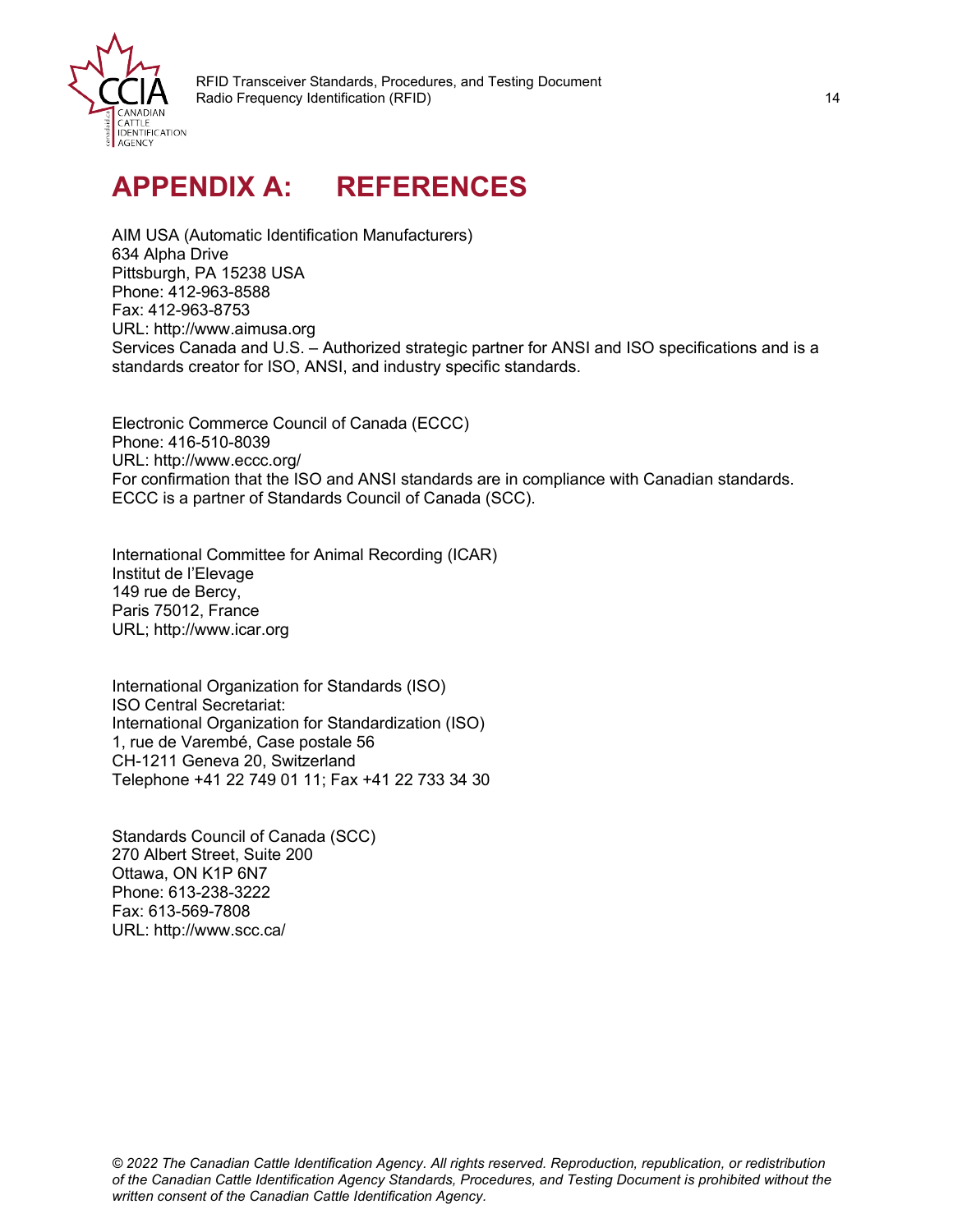# APPENDIX A: REFERENCES

AIM USA (Automatic Identification Manufacturers)
634 Alpha Drive
Pittsburgh, PA 15238 USA
Phone: 412-963-8588
Fax: 412-963-8753
URL: http://www.aimusa.org
Services Canada and U.S. – Authorized strategic partner for ANSI and ISO specifications and is a standards creator for ISO, ANSI, and industry specific standards.

Electronic Commerce Council of Canada (ECCC)
Phone: 416-510-8039
URL: http://www.eccc.org/
For confirmation that the ISO and ANSI standards are in compliance with Canadian standards. ECCC is a partner of Standards Council of Canada (SCC).

International Committee for Animal Recording (ICAR)
Institut de l'Elevage
149 rue de Bercy,
Paris 75012, France
URL; http://www.icar.org

International Organization for Standards (ISO)
ISO Central Secretariat:
International Organization for Standardization (ISO)
1, rue de Varembé, Case postale 56
CH-1211 Geneva 20, Switzerland
Telephone +41 22 749 01 11; Fax +41 22 733 34 30

Standards Council of Canada (SCC)
270 Albert Street, Suite 200
Ottawa, ON K1P 6N7
Phone: 613-238-3222
Fax: 613-569-7808
URL: http://www.scc.ca/

*© 2022 The Canadian Cattle Identification Agency. All rights reserved. Reproduction, republication, or redistribution of the Canadian Cattle Identification Agency Standards, Procedures, and Testing Document is prohibited without the written consent of the Canadian Cattle Identification Agency.*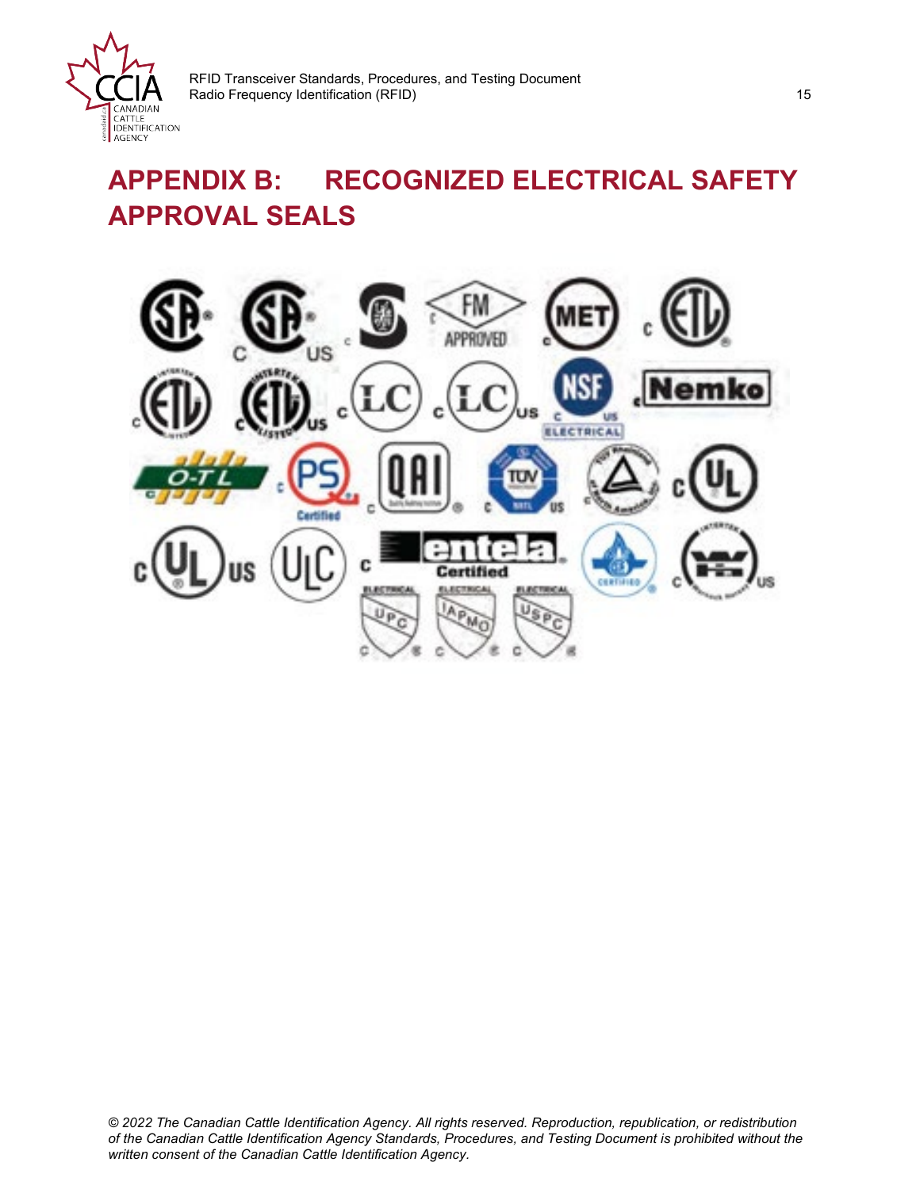# APPENDIX B: RECOGNIZED ELECTRICAL SAFETY APPROVAL SEALS

© 2022 The Canadian Cattle Identification Agency. All rights reserved. Reproduction, republication, or redistribution of the Canadian Cattle Identification Agency Standards, Procedures, and Testing Document is prohibited without the written consent of the Canadian Cattle Identification Agency.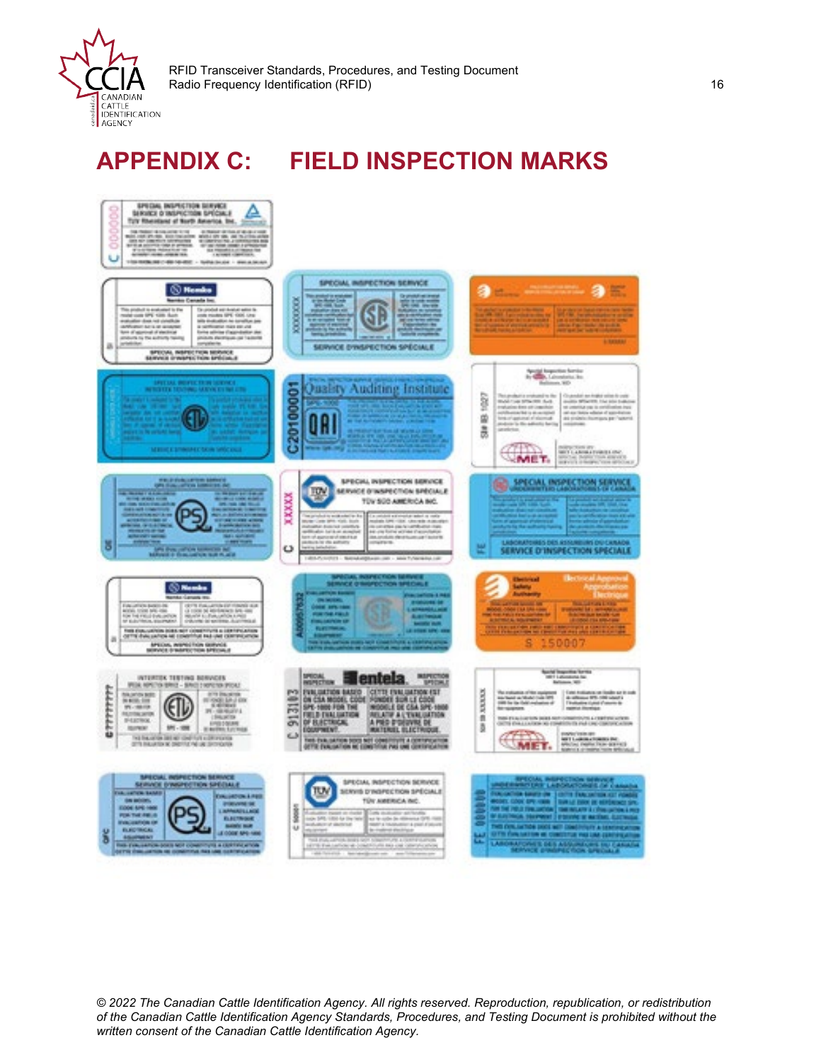# APPENDIX C: FIELD INSPECTION MARKS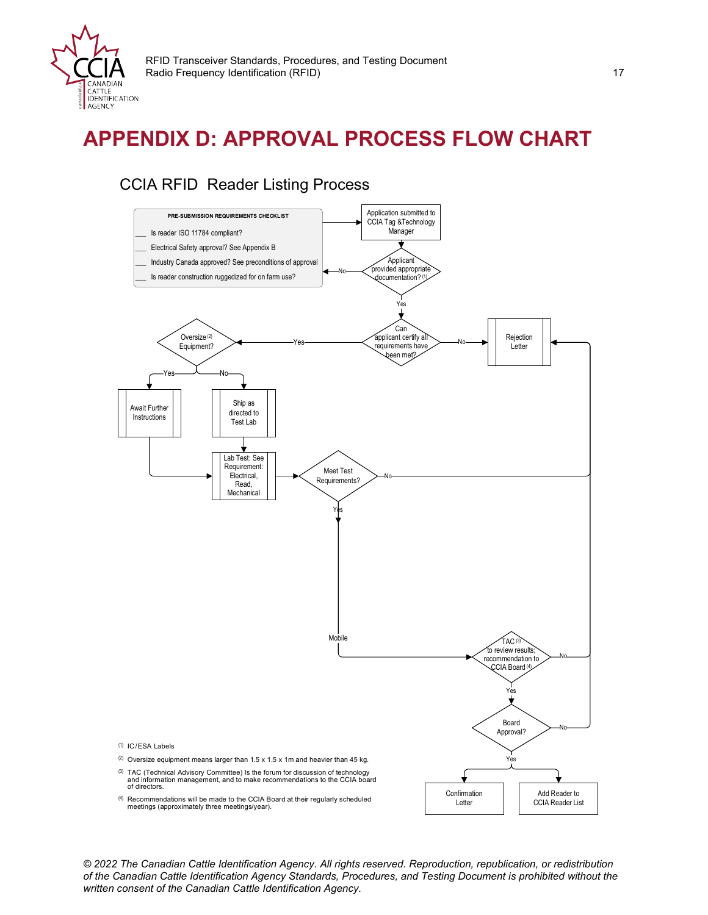# APPENDIX D: APPROVAL PROCESS FLOW CHART

## CCIA RFID Reader Listing Process

**PRE-SUBMISSION REQUIREMENTS CHECKLIST**

- ___ Is reader ISO 11784 compliant?
- ___ Electrical Safety approval? See Appendix B
- ___ Industry Canada approved? See preconditions of approval
- ___ Is reader construction ruggedized for on farm use?

Application submitted to CCIA Tag &Technology Manager

Applicant provided appropriate documentation? [(1)] — No → Pre-Submission Requirements Checklist; Yes ↓

Can applicant certify all requirements have been met? — No → Rejection Letter; Yes → Oversize [(2)] Equipment?

Oversize Equipment? — Yes → Await Further Instructions → Lab Test; No → Ship as directed to Test Lab → Lab Test

Lab Test: See Requirement: Electrical, Read, Mechanical

Meet Test Requirements? — No → Rejection Letter; Yes → Mobile → TAC [(3)] to review results, recommendation to CCIA Board [(4)]

TAC to review results, recommendation to CCIA Board — No → Rejection Letter; Yes → Board Approval?

Board Approval? — No → Rejection Letter; Yes → Confirmation Letter; Add Reader to CCIA Reader List

(1) IC/ESA Labels

(2) Oversize equipment means larger than 1.5 x 1.5 x 1m and heavier than 45 kg.

(3) TAC (Technical Advisory Committee) Is the forum for discussion of technology and information management, and to make recommendations to the CCIA board of directors.

(4) Recommendations will be made to the CCIA Board at their regularly scheduled meetings (approximately three meetings/year).

*© 2022 The Canadian Cattle Identification Agency. All rights reserved. Reproduction, republication, or redistribution of the Canadian Cattle Identification Agency Standards, Procedures, and Testing Document is prohibited without the written consent of the Canadian Cattle Identification Agency.*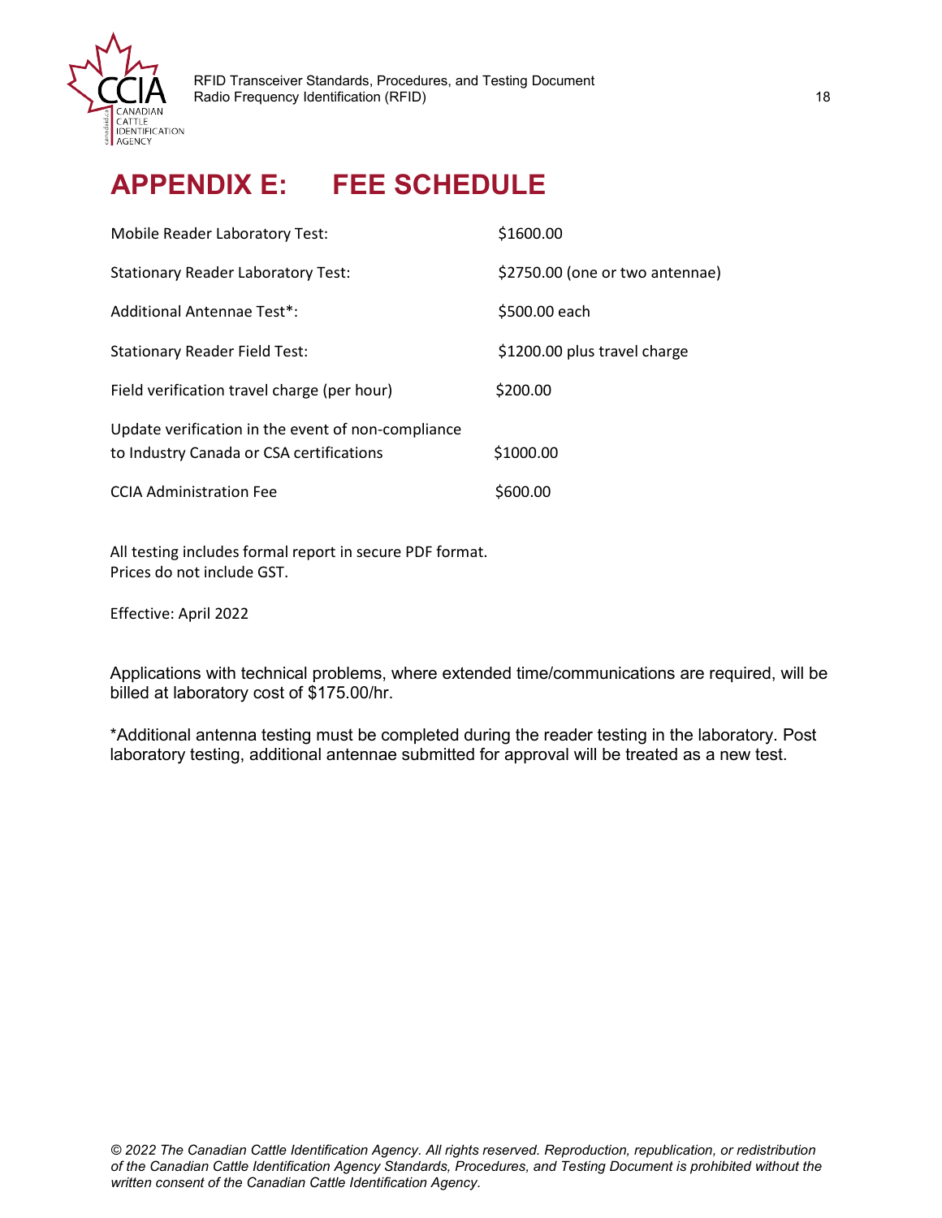# APPENDIX E: FEE SCHEDULE

| | |
|---|---|
| Mobile Reader Laboratory Test: | $1600.00 |
| Stationary Reader Laboratory Test: | $2750.00 (one or two antennae) |
| Additional Antennae Test*: | $500.00 each |
| Stationary Reader Field Test: | $1200.00 plus travel charge |
| Field verification travel charge (per hour) | $200.00 |
| Update verification in the event of non-compliance to Industry Canada or CSA certifications | $1000.00 |
| CCIA Administration Fee | $600.00 |

All testing includes formal report in secure PDF format.
Prices do not include GST.

Effective: April 2022

Applications with technical problems, where extended time/communications are required, will be billed at laboratory cost of $175.00/hr.

*Additional antenna testing must be completed during the reader testing in the laboratory. Post laboratory testing, additional antennae submitted for approval will be treated as a new test.

*© 2022 The Canadian Cattle Identification Agency. All rights reserved. Reproduction, republication, or redistribution of the Canadian Cattle Identification Agency Standards, Procedures, and Testing Document is prohibited without the written consent of the Canadian Cattle Identification Agency.*